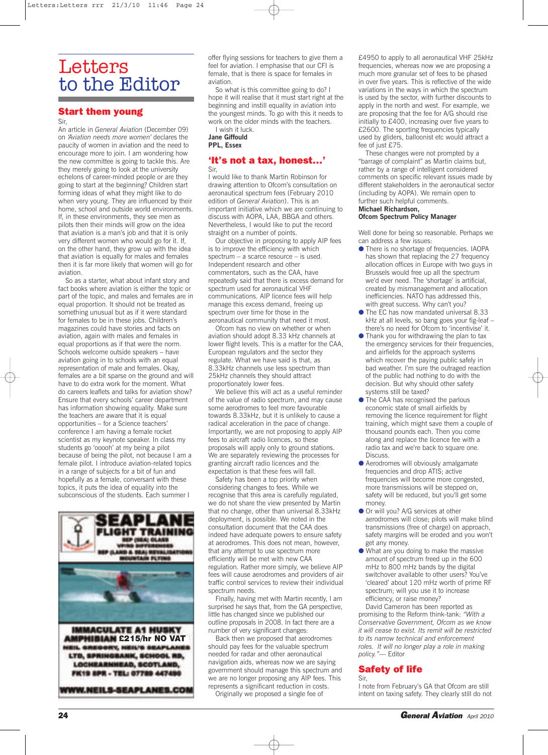# Letters to the Editor

## Start them young

Sir,

An article in *General Aviation* (December 09) on *'Aviation needs more women'* declares the paucity of women in aviation and the need to encourage more to join. I am wondering how the new committee is going to tackle this. Are they merely going to look at the university echelons of career-minded people or are they going to start at the beginning? Children start forming ideas of what they might like to do when very young. They are influenced by their home, school and outside world environments. If, in these environments, they see men as pilots then their minds will grow on the idea that aviation is a man's job and that it is only very different women who would go for it. If, on the other hand, they grow up with the idea that aviation is equally for males and females then it is far more likely that women will go for aviation.

So as a starter, what about infant story and fact books where aviation is either the topic or part of the topic, and males and females are in equal proportion. It should not be treated as something unusual but as if it were standard for females to be in these jobs. Children's magazines could have stories and facts on aviation, again with males and females in equal proportions as if that were the norm. Schools welcome outside speakers – have aviation going in to schools with an equal representation of male and females. Okay, females are a bit sparse on the ground and will have to do extra work for the moment. What do careers leaflets and talks for aviation show? Ensure that every schools' career department has information showing equality. Make sure the teachers are aware that it is equal opportunities – for a Science teachers' conference I am having a female rocket scientist as my keynote speaker. In class my students go 'ooooh' at my being a pilot because of being the pilot, not because I am a female pilot. I introduce aviation-related topics in a range of subjects for a bit of fun and hopefully as a female, conversant with these topics, it puts the idea of equality into the subconscious of the students. Each summer I offer flying sessions for teachers to give them a feel for aviation. I emphasise that our CFI is female, that is there is space for females in aviation.

So what is this committee going to do? I hope it will realise that it must start right at the beginning and instill equality in aviation into the youngest minds. To go with this it needs to work on the older minds with the teachers.

I wish it luck.

**Jane Giffould**
**PPL, Essex**

SEAPLANE FLIGHT TRAINING
SEP (SEA) CLASS
VP/RG DIFFERENCES
SEP (LAND & SEA) REVALIDATIONS
MOUNTAIN FLYING

IMMACULATE A1 HUSKY AMPHIBIAN £215/hr NO VAT
NEIL GREGORY, NEIL'S SEAPLANES LTD, SPRINGBANK, SCHOOL RD, LOCHEARNHEAD, SCOTLAND, FK19 8PR - TEL: 07789 447496
WWW.NEILS-SEAPLANES.COM

## 'It's not a tax, honest...'

Sir,

I would like to thank Martin Robinson for drawing attention to Ofcom's consultation on aeronautical spectrum fees (February 2010 edition of *General Aviation*). This is an important initiative which we are continuing to discuss with AOPA, LAA, BBGA and others. Nevertheless, I would like to put the record straight on a number of points.

Our objective in proposing to apply AIP fees is to improve the efficiency with which spectrum – a scarce resource – is used. Independent research and other commentators, such as the CAA, have repeatedly said that there is excess demand for spectrum used for aeronautical VHF communications. AIP licence fees will help manage this excess demand, freeing up spectrum over time for those in the aeronautical community that need it most.

Ofcom has no view on whether or when aviation should adopt 8.33 kHz channels at lower flight levels. This is a matter for the CAA, European regulators and the sector they regulate. What we have said is that, as 8.33kHz channels use less spectrum than 25kHz channels they should attract proportionately lower fees.

We believe this will act as a useful reminder of the value of radio spectrum, and may cause some aerodromes to feel more favourable towards 8.33kHz, but it is unlikely to cause a radical acceleration in the pace of change. Importantly, we are not proposing to apply AIP fees to aircraft radio licences, so these proposals will apply only to ground stations. We are separately reviewing the processes for granting aircraft radio licences and the expectation is that these fees will fall.

Safety has been a top priority when considering changes to fees. While we recognise that this area is carefully regulated, we do not share the view presented by Martin that no change, other than universal 8.33kHz deployment, is possible. We noted in the consultation document that the CAA does indeed have adequate powers to ensure safety at aerodromes. This does not mean, however, that any attempt to use spectrum more efficiently will be met with new CAA regulation. Rather more simply, we believe AIP fees will cause aerodromes and providers of air traffic control services to review their individual spectrum needs.

Finally, having met with Martin recently, I am surprised he says that, from the GA perspective, little has changed since we published our outline proposals in 2008. In fact there are a number of very significant changes:

Back then we proposed that aerodromes should pay fees for the valuable spectrum needed for radar and other aeronautical navigation aids, whereas now we are saying government should manage this spectrum and we are no longer proposing any AIP fees. This represents a significant reduction in costs.

Originally we proposed a single fee of £4950 to apply to all aeronautical VHF 25kHz frequencies, whereas now we are proposing a much more granular set of fees to be phased in over five years. This is reflective of the wide variations in the ways in which the spectrum is used by the sector, with further discounts to apply in the north and west. For example, we are proposing that the fee for A/G should rise initially to £400, increasing over five years to £2600. The sporting frequencies typically used by gliders, balloonist etc would attract a fee of just £75.

These changes were not prompted by a "barrage of complaint" as Martin claims but, rather by a range of intelligent considered comments on specific relevant issues made by different stakeholders in the aeronautical sector (including by AOPA). We remain open to further such helpful comments.

**Michael Richardson,**
**Ofcom Spectrum Policy Manager**

Well done for being so reasonable. Perhaps we can address a few issues:

- There is no shortage of frequencies. IAOPA has shown that replacing the 27 frequency allocation offices in Europe with two guys in Brussels would free up all the spectrum we'd ever need. The 'shortage' is artificial, created by mismanagement and allocation inefficiencies. NATO has addressed this, with great success. Why can't you?
- The EC has now mandated universal 8.33 kHz at all levels, so bang goes your fig-leaf – there's no need for Ofcom to 'incentivise' it.
- Thank you for withdrawing the plan to tax the emergency services for their frequencies, and airfields for the approach systems which recover the paying public safely in bad weather. I'm sure the outraged reaction of the public had nothing to do with the decision. But why should other safety systems still be taxed?
- The CAA has recognised the parlous economic state of small airfields by removing the licence requirement for flight training, which might save them a couple of thousand pounds each. Then you come along and replace the licence fee with a radio tax and we're back to square one. Discuss.
- Aerodromes will obviously amalgamate frequencies and drop ATIS; active frequencies will become more congested, more transmissions will be stepped on, safety will be reduced, but you'll get some money.
- Or will you? A/G services at other aerodromes will close; pilots will make blind transmissions (free of charge) on approach, safety margins will be eroded and you won't get any money.
- What are you doing to make the massive amount of spectrum freed up in the 600 mHz to 800 mHz bands by the digital switchover available to other users? You've 'cleared' about 120 mHz worth of prime RF spectrum; will you use it to increase efficiency, or raise money?

David Cameron has been reported as promising to the Reform think-tank: *"With a Conservative Government, Ofcom as we know it will cease to exist. Its remit will be restricted to its narrow technical and enforcement roles. It will no longer play a role in making policy."* — Editor

## Safety of life

Sir,

I note from February's GA that Ofcom are still intent on taxing safety. They clearly still do not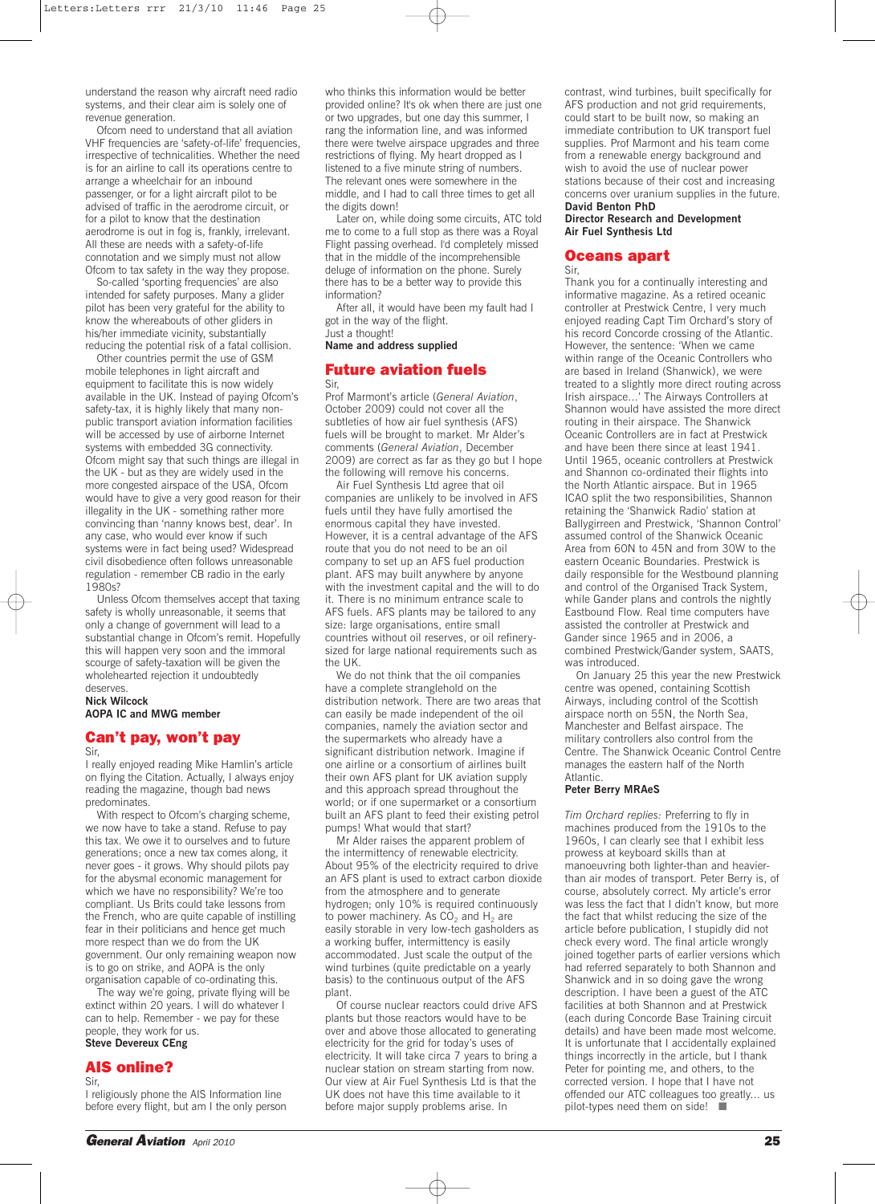understand the reason why aircraft need radio systems, and their clear aim is solely one of revenue generation.

Ofcom need to understand that all aviation VHF frequencies are 'safety-of-life' frequencies, irrespective of technicalities. Whether the need is for an airline to call its operations centre to arrange a wheelchair for an inbound passenger, or for a light aircraft pilot to be advised of traffic in the aerodrome circuit, or for a pilot to know that the destination aerodrome is out in fog is, frankly, irrelevant. All these are needs with a safety-of-life connotation and we simply must not allow Ofcom to tax safety in the way they propose.

So-called 'sporting frequencies' are also intended for safety purposes. Many a glider pilot has been very grateful for the ability to know the whereabouts of other gliders in his/her immediate vicinity, substantially reducing the potential risk of a fatal collision.

Other countries permit the use of GSM mobile telephones in light aircraft and equipment to facilitate this is now widely available in the UK. Instead of paying Ofcom's safety-tax, it is highly likely that many non-public transport aviation information facilities will be accessed by use of airborne Internet systems with embedded 3G connectivity. Ofcom might say that such things are illegal in the UK - but as they are widely used in the more congested airspace of the USA, Ofcom would have to give a very good reason for their illegality in the UK - something rather more convincing than 'nanny knows best, dear'. In any case, who would ever know if such systems were in fact being used? Widespread civil disobedience often follows unreasonable regulation - remember CB radio in the early 1980s?

Unless Ofcom themselves accept that taxing safety is wholly unreasonable, it seems that only a change of government will lead to a substantial change in Ofcom's remit. Hopefully this will happen very soon and the immoral scourge of safety-taxation will be given the wholehearted rejection it undoubtedly deserves.

**Nick Wilcock**
**AOPA IC and MWG member**

## Can't pay, won't pay

Sir,

I really enjoyed reading Mike Hamlin's article on flying the Citation. Actually, I always enjoy reading the magazine, though bad news predominates.

With respect to Ofcom's charging scheme, we now have to take a stand. Refuse to pay this tax. We owe it to ourselves and to future generations; once a new tax comes along, it never goes - it grows. Why should pilots pay for the abysmal economic management for which we have no responsibility? We're too compliant. Us Brits could take lessons from the French, who are quite capable of instilling fear in their politicians and hence get much more respect than we do from the UK government. Our only remaining weapon now is to go on strike, and AOPA is the only organisation capable of co-ordinating this.

The way we're going, private flying will be extinct within 20 years. I will do whatever I can to help. Remember - we pay for these people, they work for us.

**Steve Devereux CEng**

## AIS online?

Sir,

I religiously phone the AIS Information line before every flight, but am I the only person who thinks this information would be better provided online? It's ok when there are just one or two upgrades, but one day this summer, I rang the information line, and was informed there were twelve airspace upgrades and three restrictions of flying. My heart dropped as I listened to a five minute string of numbers. The relevant ones were somewhere in the middle, and I had to call three times to get all the digits down!

Later on, while doing some circuits, ATC told me to come to a full stop as there was a Royal Flight passing overhead. I'd completely missed that in the middle of the incomprehensible deluge of information on the phone. Surely there has to be a better way to provide this information?

After all, it would have been my fault had I got in the way of the flight.

Just a thought!

**Name and address supplied**

## Future aviation fuels

Sir,

Prof Marmont's article (*General Aviation*, October 2009) could not cover all the subtleties of how air fuel synthesis (AFS) fuels will be brought to market. Mr Alder's comments (*General Aviation*, December 2009) are correct as far as they go but I hope the following will remove his concerns.

Air Fuel Synthesis Ltd agree that oil companies are unlikely to be involved in AFS fuels until they have fully amortised the enormous capital they have invested. However, it is a central advantage of the AFS route that you do not need to be an oil company to set up an AFS fuel production plant. AFS may built anywhere by anyone with the investment capital and the will to do it. There is no minimum entrance scale to AFS fuels. AFS plants may be tailored to any size: large organisations, entire small countries without oil reserves, or oil refinery-sized for large national requirements such as the UK.

We do not think that the oil companies have a complete stranglehold on the distribution network. There are two areas that can easily be made independent of the oil companies, namely the aviation sector and the supermarkets who already have a significant distribution network. Imagine if one airline or a consortium of airlines built their own AFS plant for UK aviation supply and this approach spread throughout the world; or if one supermarket or a consortium built an AFS plant to feed their existing petrol pumps! What would that start?

Mr Alder raises the apparent problem of the intermittency of renewable electricity. About 95% of the electricity required to drive an AFS plant is used to extract carbon dioxide from the atmosphere and to generate hydrogen; only 10% is required continuously to power machinery. As $CO_2$ and $H_2$ are easily storable in very low-cost gasholders as a working buffer, intermittency is easily accommodated. Just scale the output of the wind turbines (quite predictable on a yearly basis) to the continuous output of the AFS plant.

Of course nuclear reactors could drive AFS plants but those reactors would have to be over and above those allocated to generating electricity for the grid for today's uses of electricity. It will take circa 7 years to bring a nuclear station on stream starting from now. Our view at Air Fuel Synthesis Ltd is that the UK does not have this time available to it before major supply problems arise. In contrast, wind turbines, built specifically for AFS production and not grid requirements, could start to be built now, so making an immediate contribution to UK transport fuel supplies. Prof Marmont and his team come from a renewable energy background and wish to avoid the use of nuclear power stations because of their cost and increasing concerns over uranium supplies in the future.

**David Benton PhD**
**Director Research and Development**
**Air Fuel Synthesis Ltd**

## Oceans apart

Sir,

Thank you for a continually interesting and informative magazine. As a retired oceanic controller at Prestwick Centre, I very much enjoyed reading Capt Tim Orchard's story of his record Concorde crossing of the Atlantic. However, the sentence: 'When we came within range of the Oceanic Controllers who are based in Ireland (Shanwick), we were treated to a slightly more direct routing across Irish airspace...' The Airways Controllers at Shannon would have assisted the more direct routing in their airspace. The Shanwick Oceanic Controllers are in fact at Prestwick and have been there since at least 1941. Until 1965, oceanic controllers at Prestwick and Shannon co-ordinated their flights into the North Atlantic airspace. But in 1965 ICAO split the two responsibilities, Shannon retaining the 'Shanwick Radio' station at Ballygirreen and Prestwick, 'Shannon Control' assumed control of the Shanwick Oceanic Area from 60N to 45N and from 30W to the eastern Oceanic Boundaries. Prestwick is daily responsible for the Westbound planning and control of the Organised Track System, while Gander plans and controls the nightly Eastbound Flow. Real time computers have assisted the controller at Prestwick and Gander since 1965 and in 2006, a combined Prestwick/Gander system, SAATS, was introduced.

On January 25 this year the new Prestwick centre was opened, containing Scottish Airways, including control of the Scottish airspace north on 55N, the North Sea, Manchester and Belfast airspace. The military controllers also control from the Centre. The Shanwick Oceanic Control Centre manages the eastern half of the North Atlantic.

**Peter Berry MRAeS**

*Tim Orchard replies:* Preferring to fly in machines produced from the 1910s to the 1960s, I can clearly see that I exhibit less prowess at keyboard skills than at manoeuvring both lighter-than and heavier-than air modes of transport. Peter Berry is, of course, absolutely correct. My article's error was less the fact that I didn't know, but more the fact that whilst reducing the size of the article before publication, I stupidly did not check every word. The final article wrongly joined together parts of earlier versions which had referred separately to both Shannon and Shanwick and in so doing gave the wrong description. I have been a guest of the ATC facilities at both Shannon and at Prestwick (each during Concorde Base Training circuit details) and have been made most welcome. It is unfortunate that I accidentally explained things incorrectly in the article, but I thank Peter for pointing me, and others, to the corrected version. I hope that I have not offended our ATC colleagues too greatly... us pilot-types need them on side! ■